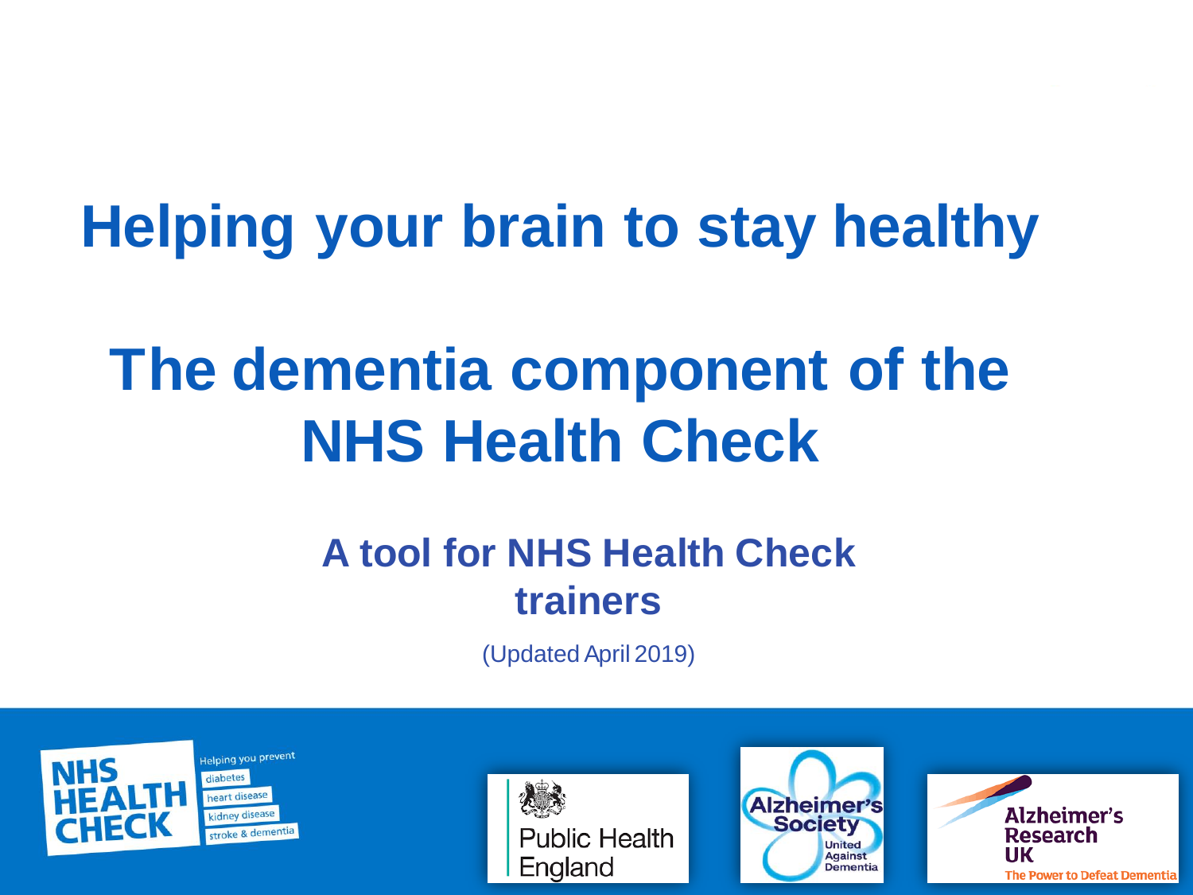# Helping your brain to stay healthy

# The dementia component of the NHS Health Check

## A tool for NHS Health Check trainers

(Updated April 2019)

NHS HEALTH CHECK

Helping you prevent diabetes, heart disease, kidney disease, stroke & dementia

Public Health England

Alzheimer's Society — United Against Dementia

Alzheimer's Research UK — The Power to Defeat Dementia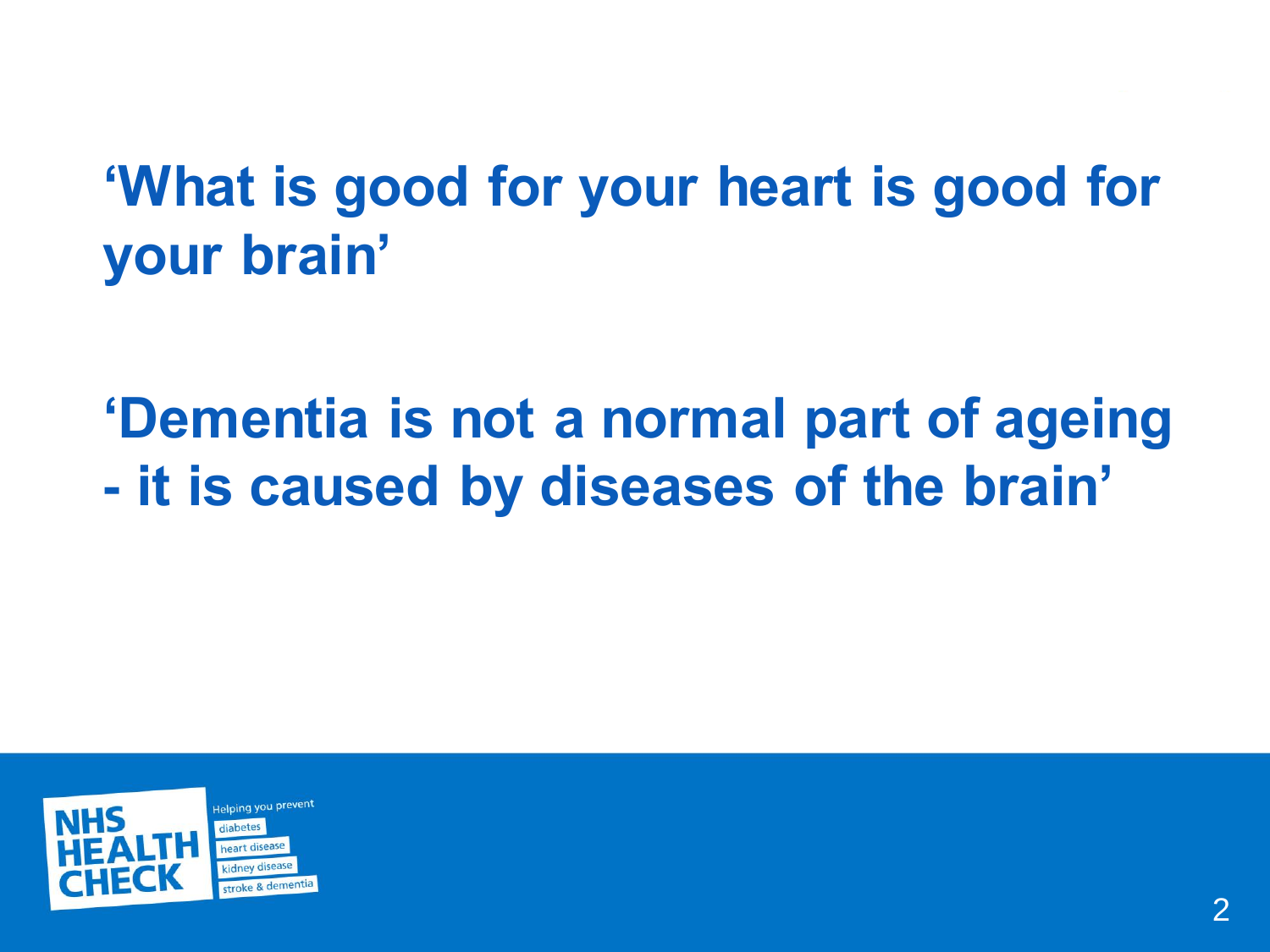**‘What is good for your heart is good for your brain’**

**‘Dementia is not a normal part of ageing - it is caused by diseases of the brain’**

NHS HEALTH CHECK

Helping you prevent
diabetes
heart disease
kidney disease
stroke & dementia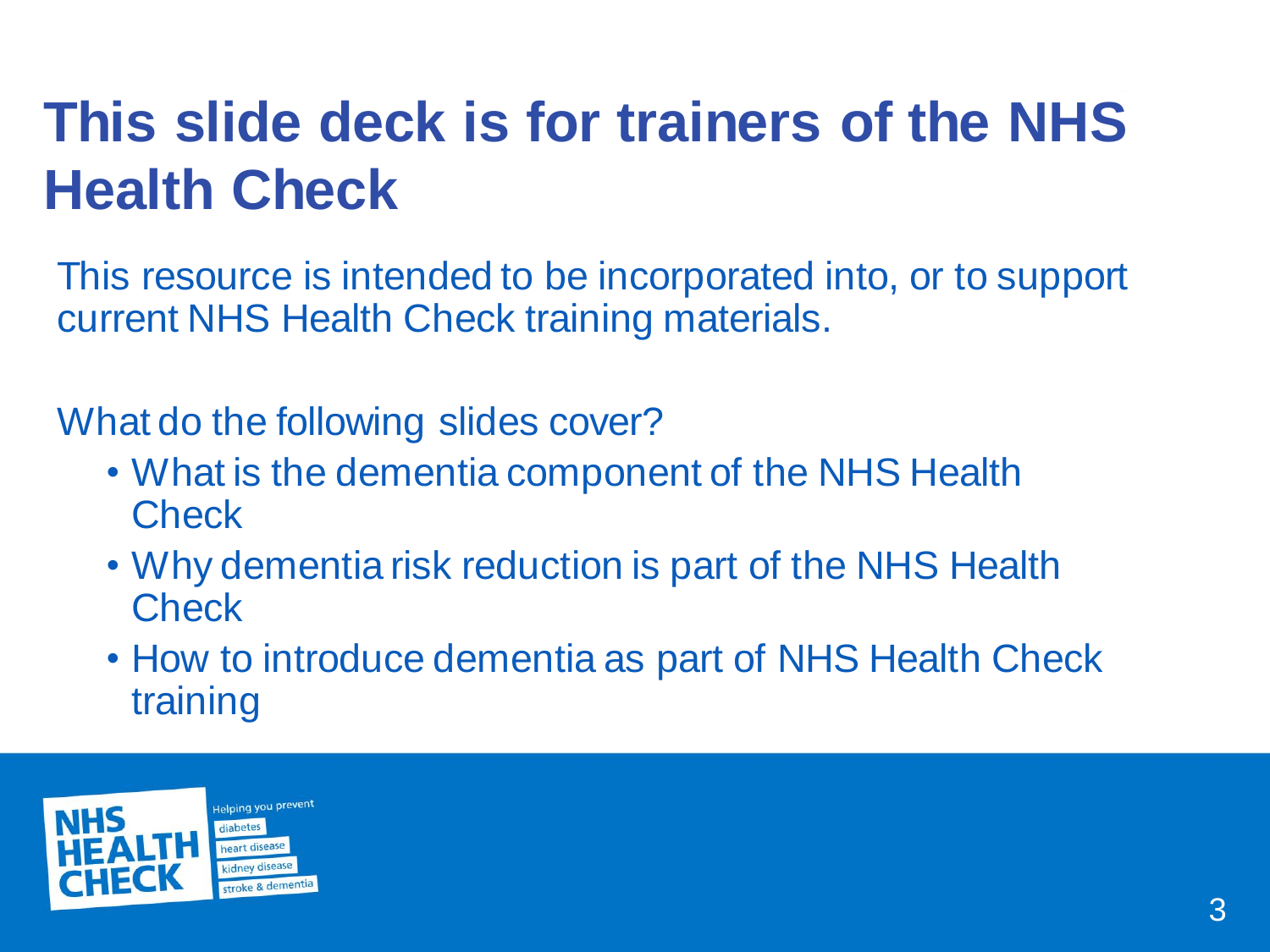# This slide deck is for trainers of the NHS Health Check

This resource is intended to be incorporated into, or to support current NHS Health Check training materials.

What do the following slides cover?

- What is the dementia component of the NHS Health Check
- Why dementia risk reduction is part of the NHS Health Check
- How to introduce dementia as part of NHS Health Check training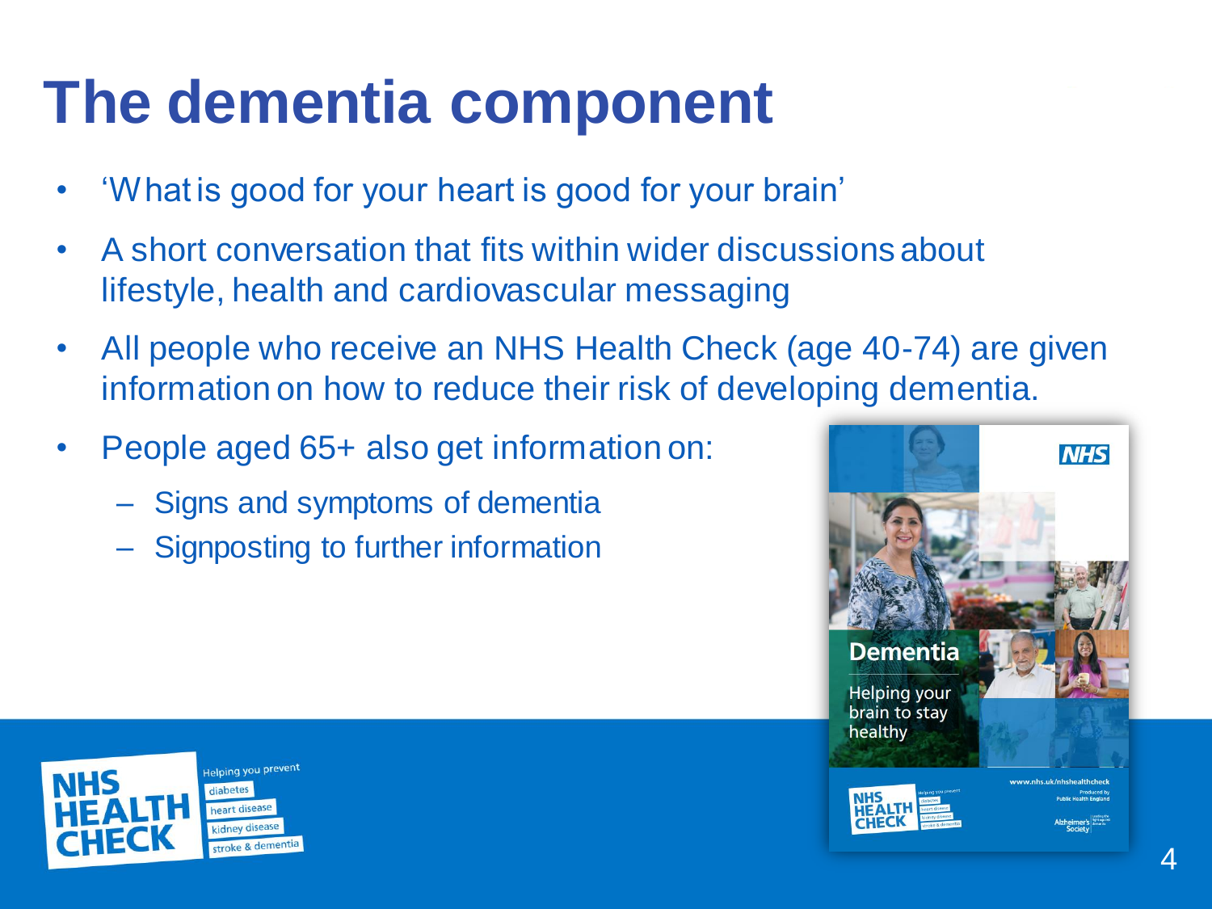# The dementia component

- ‘What is good for your heart is good for your brain’
- A short conversation that fits within wider discussions about lifestyle, health and cardiovascular messaging
- All people who receive an NHS Health Check (age 40-74) are given information on how to reduce their risk of developing dementia.
- People aged 65+ also get information on:
  - Signs and symptoms of dementia
  - Signposting to further information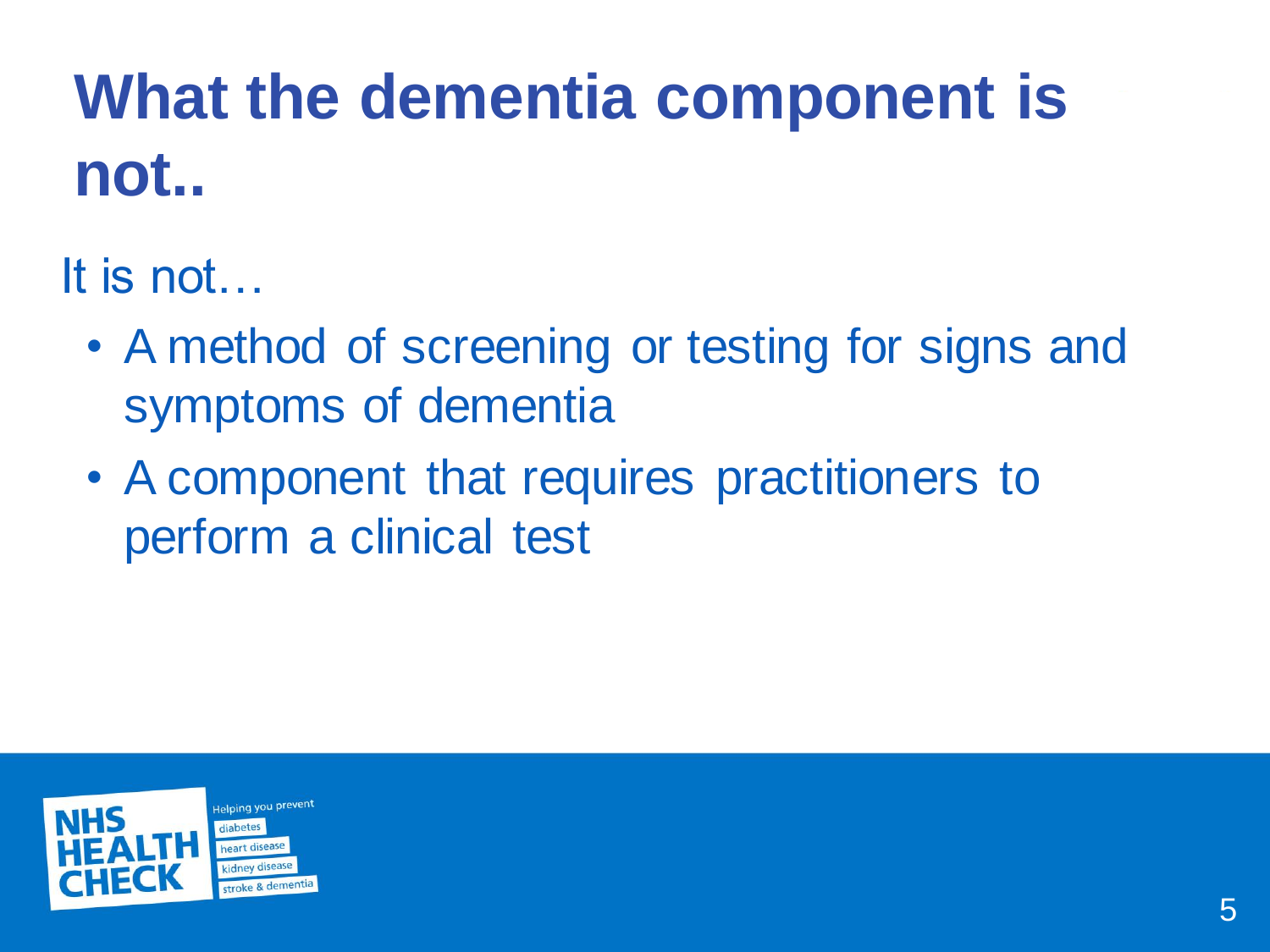# What the dementia component is not..

It is not…

- A method of screening or testing for signs and symptoms of dementia
- A component that requires practitioners to perform a clinical test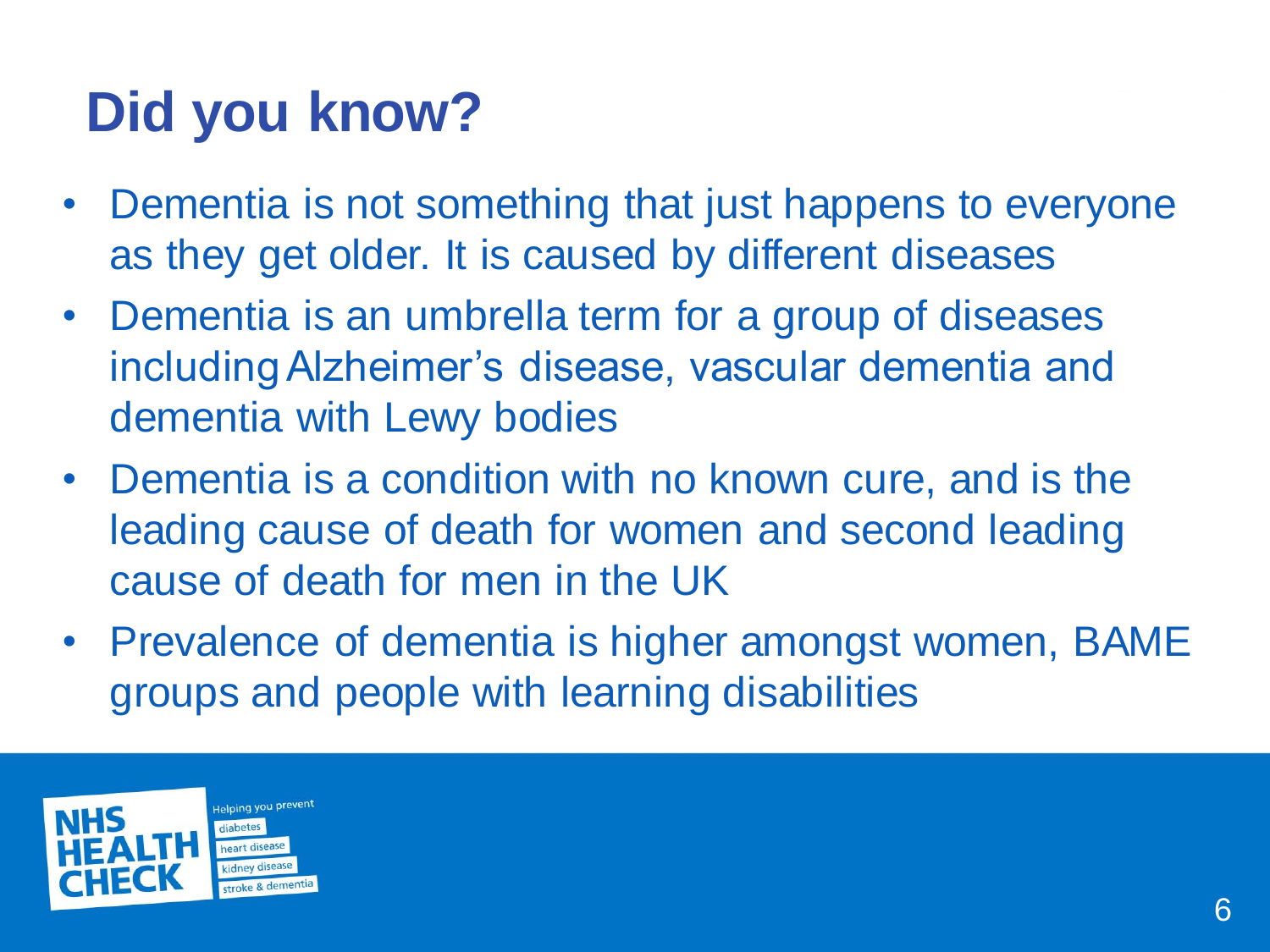# Did you know?

- Dementia is not something that just happens to everyone as they get older. It is caused by different diseases
- Dementia is an umbrella term for a group of diseases including Alzheimer's disease, vascular dementia and dementia with Lewy bodies
- Dementia is a condition with no known cure, and is the leading cause of death for women and second leading cause of death for men in the UK
- Prevalence of dementia is higher amongst women, BAME groups and people with learning disabilities

NHS HEALTH CHECK

Helping you prevent diabetes, heart disease, kidney disease, stroke & dementia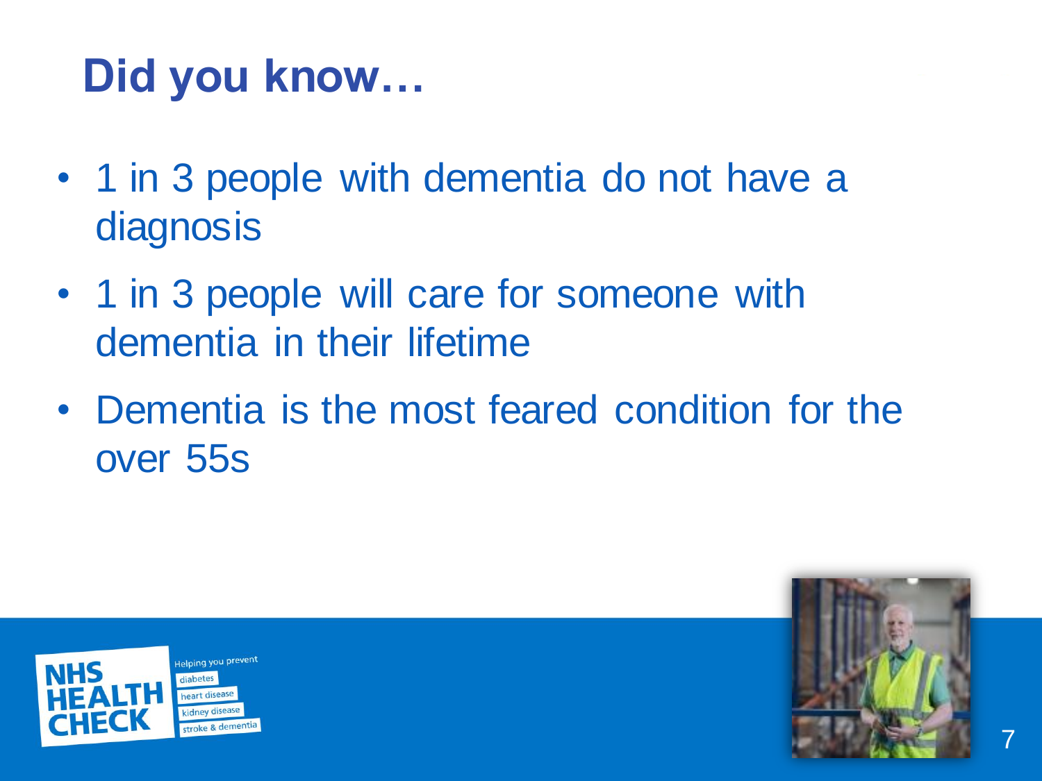# Did you know…

- 1 in 3 people with dementia do not have a diagnosis
- 1 in 3 people will care for someone with dementia in their lifetime
- Dementia is the most feared condition for the over 55s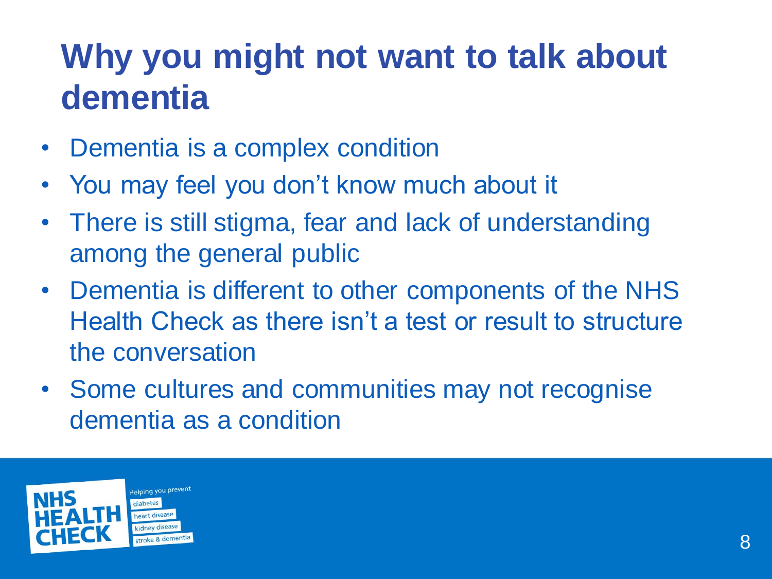# Why you might not want to talk about dementia

- Dementia is a complex condition
- You may feel you don't know much about it
- There is still stigma, fear and lack of understanding among the general public
- Dementia is different to other components of the NHS Health Check as there isn't a test or result to structure the conversation
- Some cultures and communities may not recognise dementia as a condition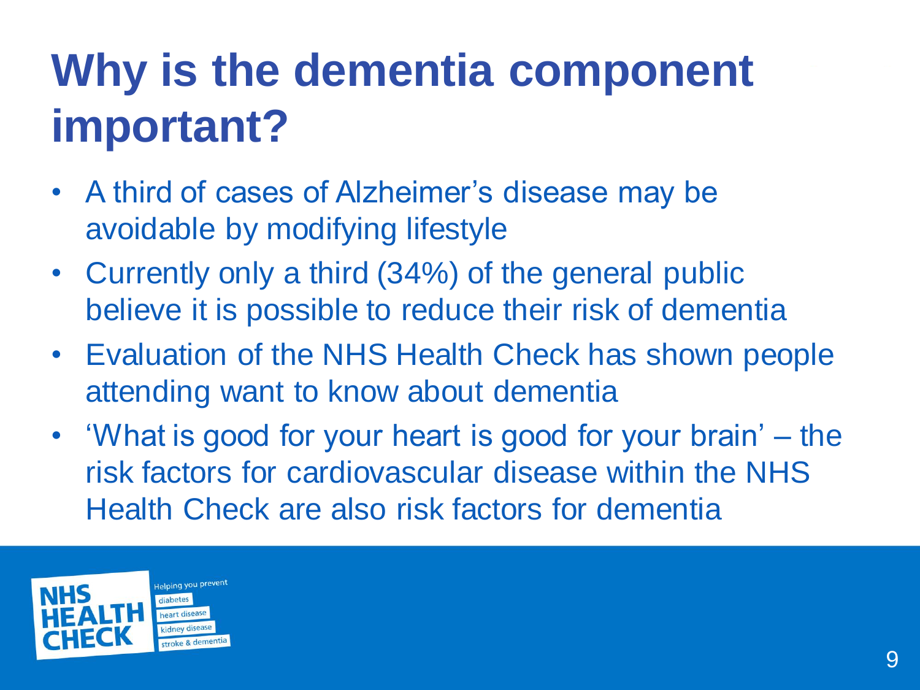# Why is the dementia component important?

- A third of cases of Alzheimer's disease may be avoidable by modifying lifestyle
- Currently only a third (34%) of the general public believe it is possible to reduce their risk of dementia
- Evaluation of the NHS Health Check has shown people attending want to know about dementia
- 'What is good for your heart is good for your brain' – the risk factors for cardiovascular disease within the NHS Health Check are also risk factors for dementia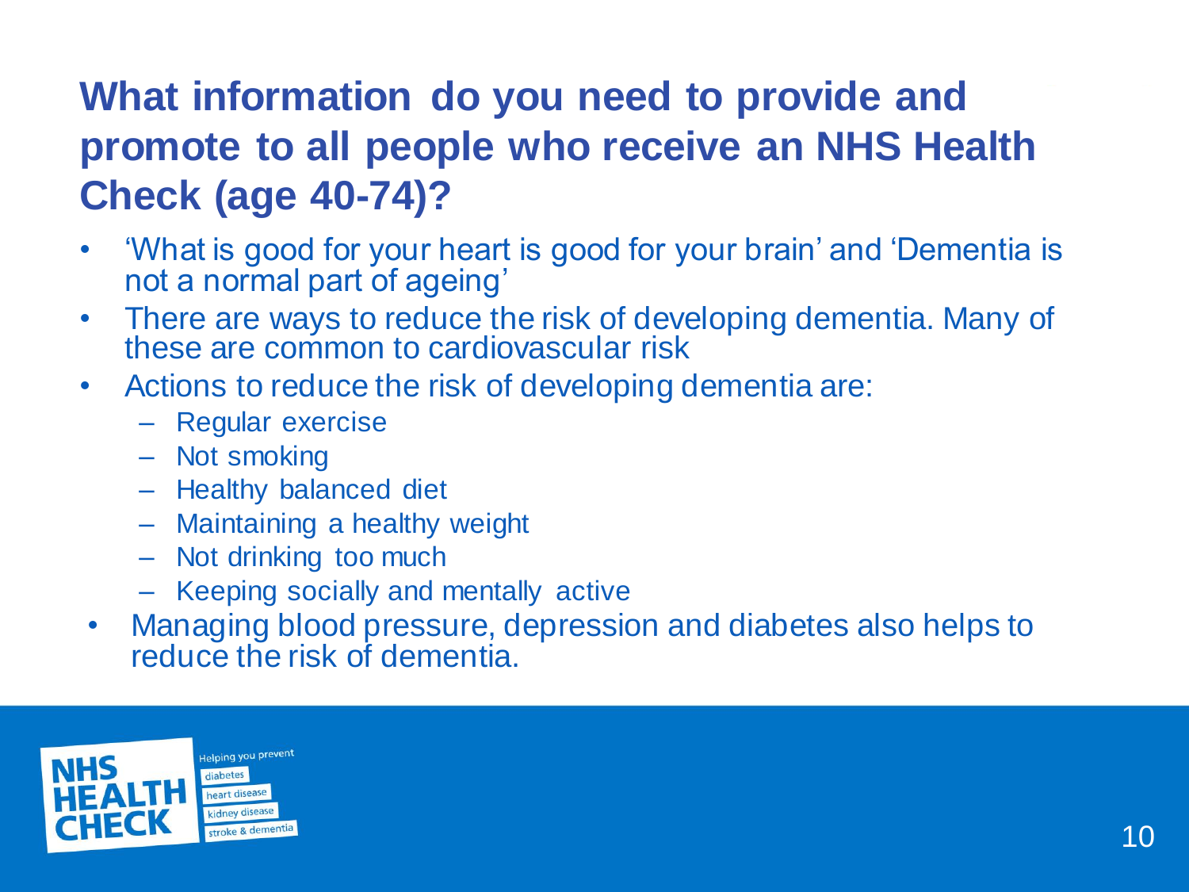## What information do you need to provide and promote to all people who receive an NHS Health Check (age 40-74)?

- 'What is good for your heart is good for your brain' and 'Dementia is not a normal part of ageing'
- There are ways to reduce the risk of developing dementia. Many of these are common to cardiovascular risk
- Actions to reduce the risk of developing dementia are:
  - Regular exercise
  - Not smoking
  - Healthy balanced diet
  - Maintaining a healthy weight
  - Not drinking too much
  - Keeping socially and mentally active
- Managing blood pressure, depression and diabetes also helps to reduce the risk of dementia.

NHS HEALTH CHECK

Helping you prevent diabetes, heart disease, kidney disease, stroke & dementia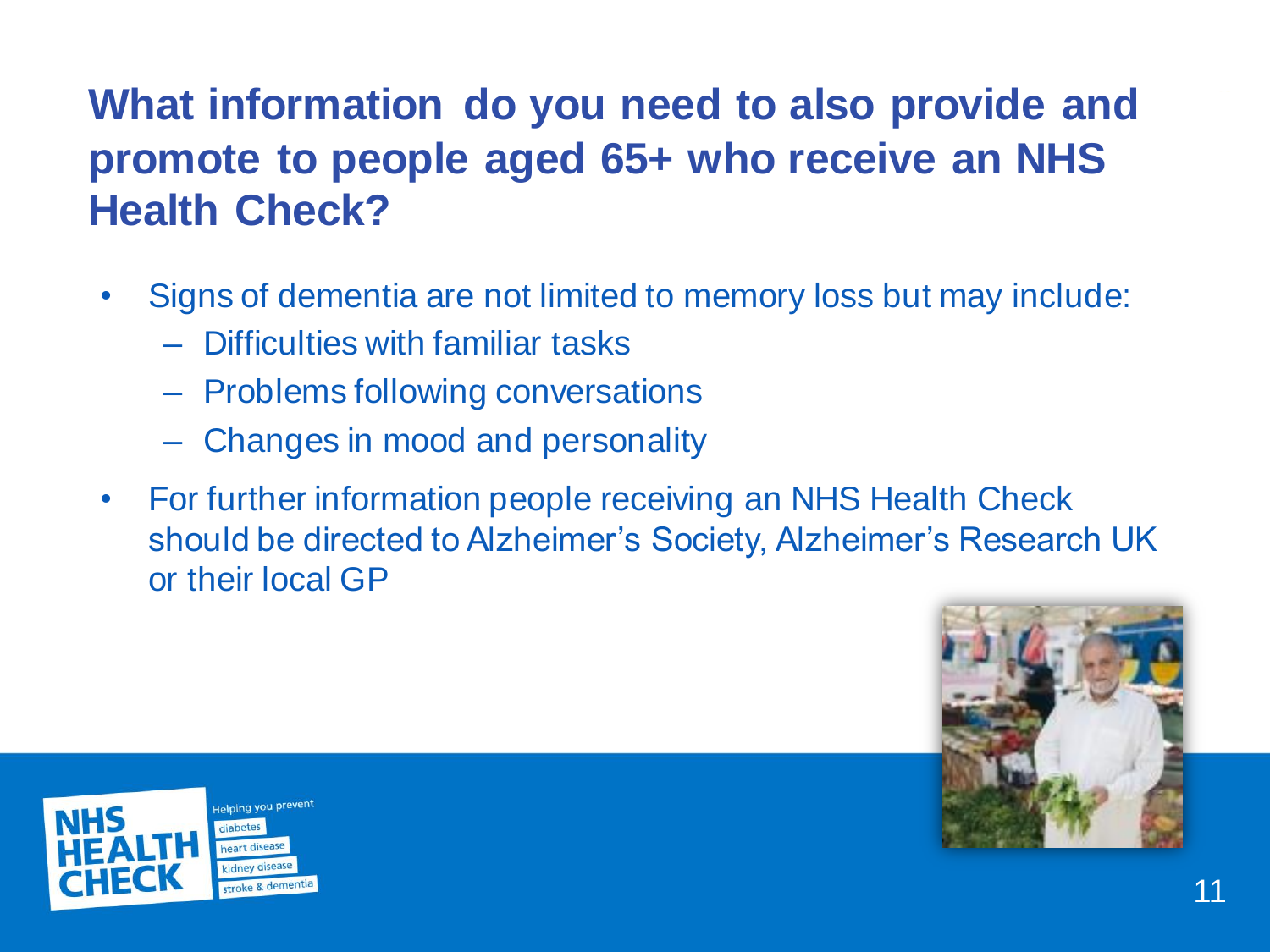## What information do you need to also provide and promote to people aged 65+ who receive an NHS Health Check?

- Signs of dementia are not limited to memory loss but may include:
  - Difficulties with familiar tasks
  - Problems following conversations
  - Changes in mood and personality
- For further information people receiving an NHS Health Check should be directed to Alzheimer's Society, Alzheimer's Research UK or their local GP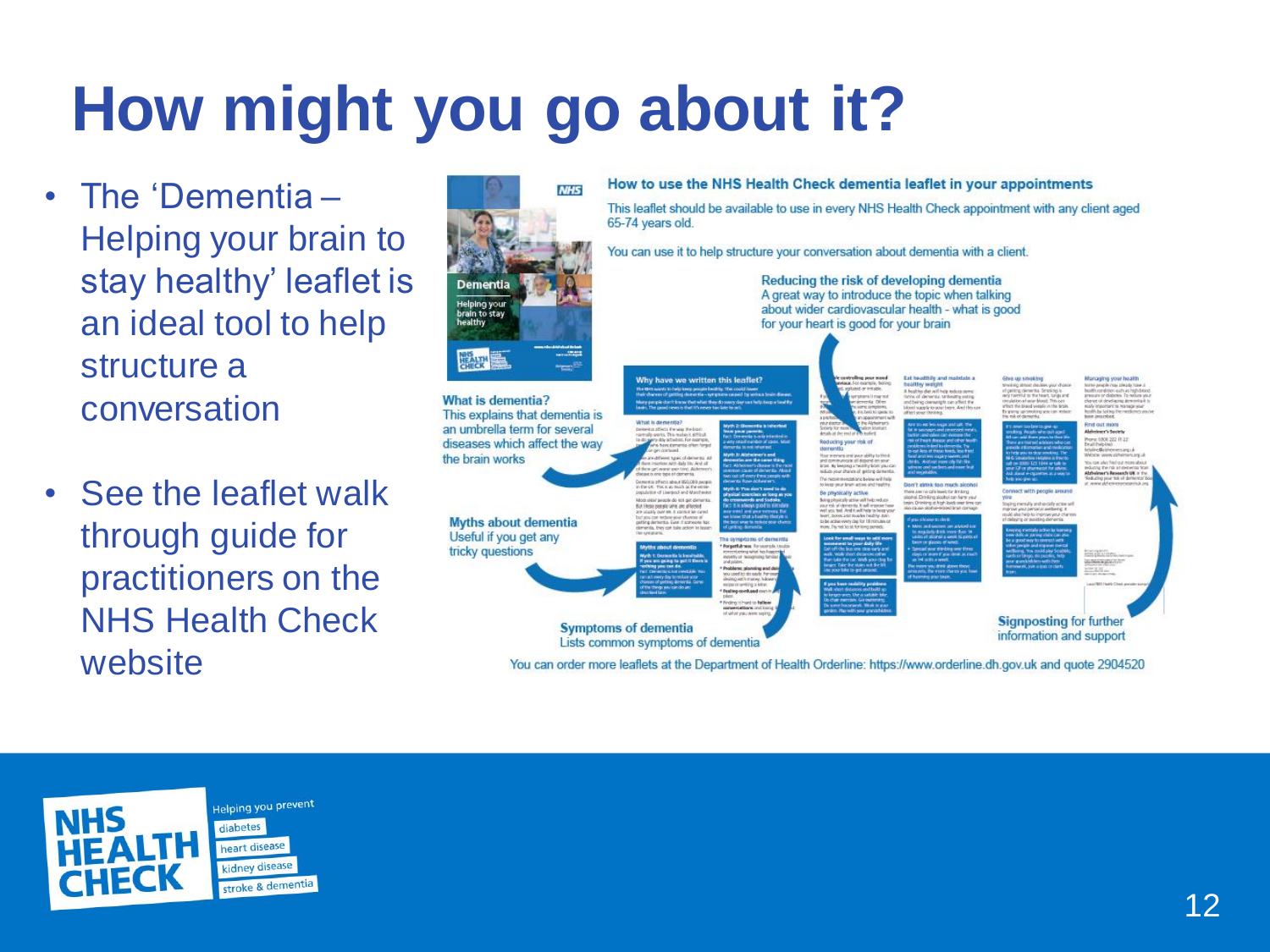# How might you go about it?

- The 'Dementia – Helping your brain to stay healthy' leaflet is an ideal tool to help structure a conversation
- See the leaflet walk through guide for practitioners on the NHS Health Check website

**How to use the NHS Health Check dementia leaflet in your appointments**

This leaflet should be available to use in every NHS Health Check appointment with any client aged 65-74 years old.

You can use it to help structure your conversation about dementia with a client.

**Reducing the risk of developing dementia**
A great way to introduce the topic when talking about wider cardiovascular health - what is good for your heart is good for your brain

**What is dementia?**
This explains that dementia is an umbrella term for several diseases which affect the way the brain works

**Myths about dementia**
Useful if you get any tricky questions

**Symptoms of dementia**
Lists common symptoms of dementia

**Signposting for further information and support**

You can order more leaflets at the Department of Health Orderline: https://www.orderline.dh.gov.uk and quote 2904520

NHS HEALTH CHECK — Helping you prevent diabetes, heart disease, kidney disease, stroke & dementia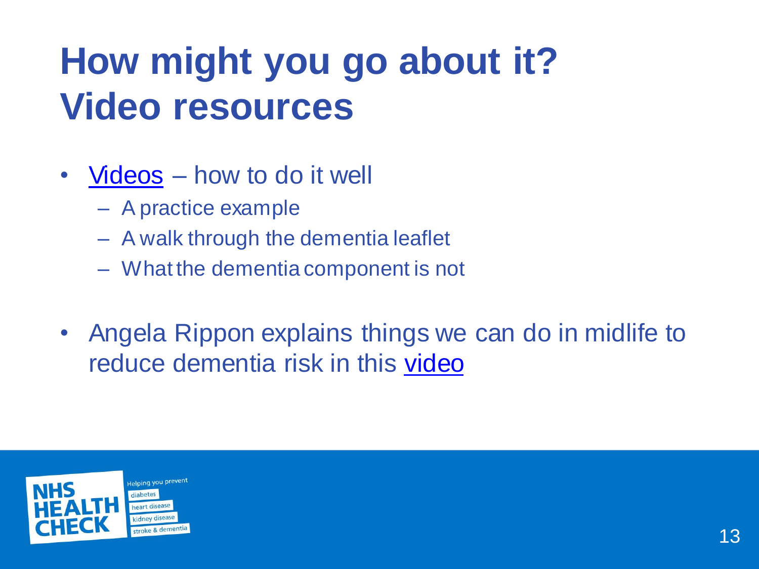# How might you go about it? Video resources

- Videos – how to do it well
  - A practice example
  - A walk through the dementia leaflet
  - What the dementia component is not
- Angela Rippon explains things we can do in midlife to reduce dementia risk in this video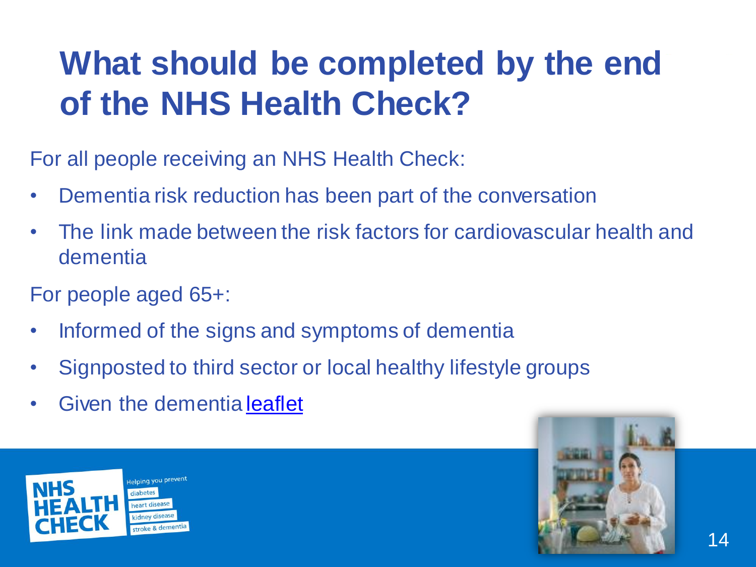# What should be completed by the end of the NHS Health Check?

For all people receiving an NHS Health Check:

- Dementia risk reduction has been part of the conversation
- The link made between the risk factors for cardiovascular health and dementia

For people aged 65+:

- Informed of the signs and symptoms of dementia
- Signposted to third sector or local healthy lifestyle groups
- Given the dementia leaflet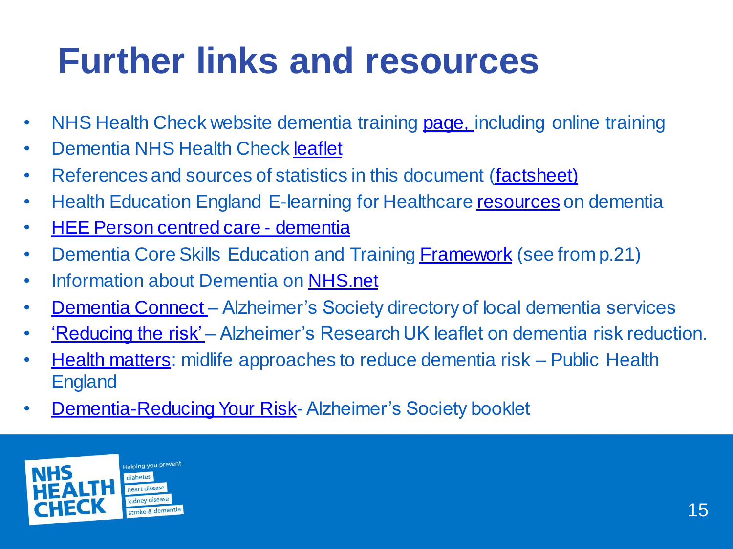# Further links and resources

- NHS Health Check website dementia training page, including online training
- Dementia NHS Health Check leaflet
- References and sources of statistics in this document (factsheet)
- Health Education England E-learning for Healthcare resources on dementia
- HEE Person centred care - dementia
- Dementia Core Skills Education and Training Framework (see from p.21)
- Information about Dementia on NHS.net
- Dementia Connect – Alzheimer's Society directory of local dementia services
- 'Reducing the risk' – Alzheimer's Research UK leaflet on dementia risk reduction.
- Health matters: midlife approaches to reduce dementia risk – Public Health England
- Dementia-Reducing Your Risk- Alzheimer's Society booklet

NHS HEALTH CHECK

Helping you prevent diabetes heart disease kidney disease stroke & dementia